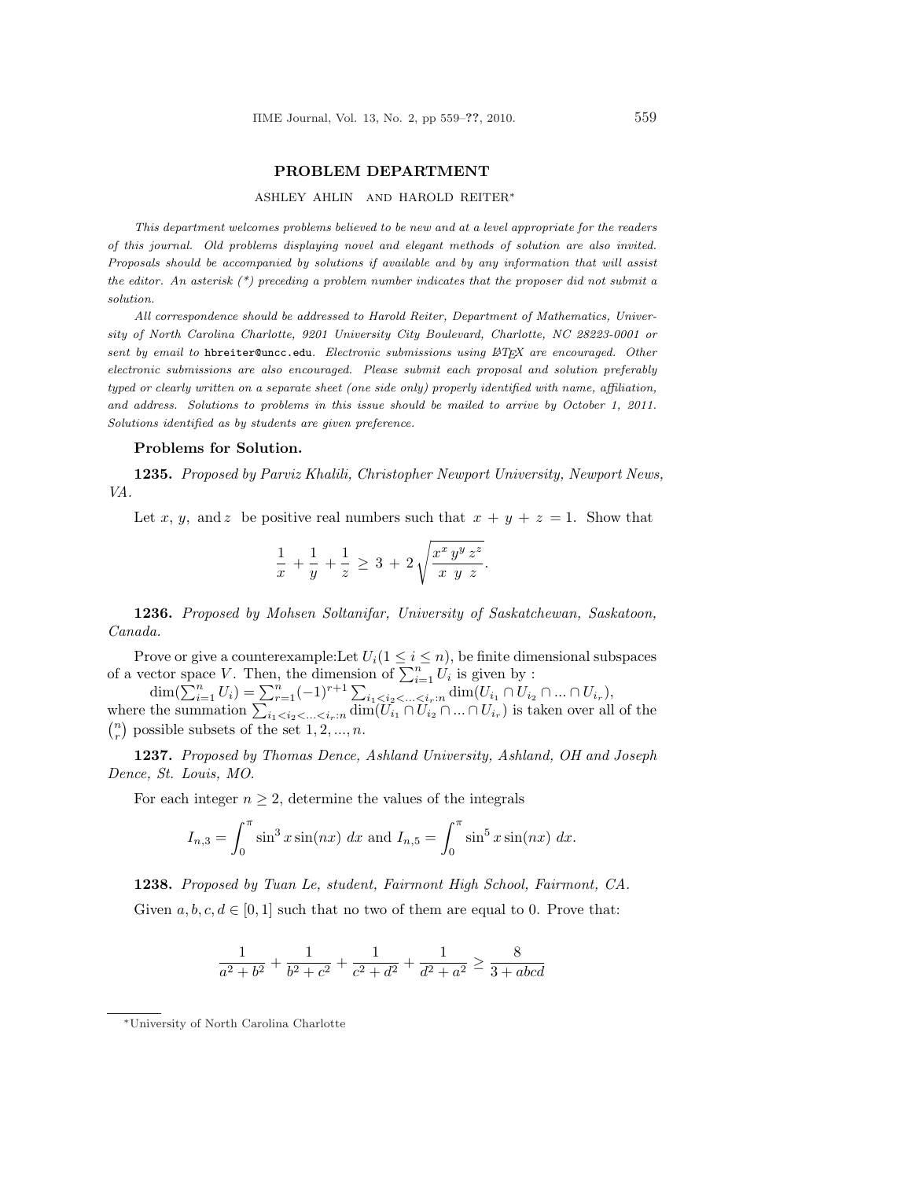## PROBLEM DEPARTMENT

ASHLEY AHLIN AND HAROLD REITER*

*This department welcomes problems believed to be new and at a level appropriate for the readers of this journal. Old problems displaying novel and elegant methods of solution are also invited. Proposals should be accompanied by solutions if available and by any information that will assist the editor. An asterisk (*) preceding a problem number indicates that the proposer did not submit a solution.*

*All correspondence should be addressed to Harold Reiter, Department of Mathematics, University of North Carolina Charlotte, 9201 University City Boulevard, Charlotte, NC 28223-0001 or sent by email to* `hbreiter@uncc.edu`. *Electronic submissions using LaTeX are encouraged. Other electronic submissions are also encouraged. Please submit each proposal and solution preferably typed or clearly written on a separate sheet (one side only) properly identified with name, affiliation, and address. Solutions to problems in this issue should be mailed to arrive by October 1, 2011. Solutions identified as by students are given preference.*

### Problems for Solution.

**1235.** *Proposed by Parviz Khalili, Christopher Newport University, Newport News, VA.*

Let $x$, $y$, and $z$ be positive real numbers such that $x + y + z = 1$. Show that

$$\frac{1}{x} + \frac{1}{y} + \frac{1}{z} \geq 3 + 2\sqrt{\frac{x^x\, y^y\, z^z}{x\ y\ z}}.$$

**1236.** *Proposed by Mohsen Soltanifar, University of Saskatchewan, Saskatoon, Canada.*

Prove or give a counterexample:Let $U_i (1 \leq i \leq n)$, be finite dimensional subspaces of a vector space $V$. Then, the dimension of $\sum_{i=1}^{n} U_i$ is given by :

$\dim(\sum_{i=1}^{n} U_i) = \sum_{r=1}^{n} (-1)^{r+1} \sum_{i_1<i_2<\ldots<i_r:n} \dim(U_{i_1} \cap U_{i_2} \cap \ldots \cap U_{i_r})$,

where the summation $\sum_{i_1<i_2<\ldots<i_r:n} \dim(U_{i_1} \cap U_{i_2} \cap \ldots \cap U_{i_r})$ is taken over all of the $\binom{n}{r}$ possible subsets of the set $1, 2, \ldots, n$.

**1237.** *Proposed by Thomas Dence, Ashland University, Ashland, OH and Joseph Dence, St. Louis, MO.*

For each integer $n \geq 2$, determine the values of the integrals

$$I_{n,3} = \int_0^{\pi} \sin^3 x \sin(nx)\ dx \text{ and } I_{n,5} = \int_0^{\pi} \sin^5 x \sin(nx)\ dx.$$

**1238.** *Proposed by Tuan Le, student, Fairmont High School, Fairmont, CA.*

Given $a, b, c, d \in [0, 1]$ such that no two of them are equal to 0. Prove that:

$$\frac{1}{a^2+b^2} + \frac{1}{b^2+c^2} + \frac{1}{c^2+d^2} + \frac{1}{d^2+a^2} \geq \frac{8}{3+abcd}$$

---

*University of North Carolina Charlotte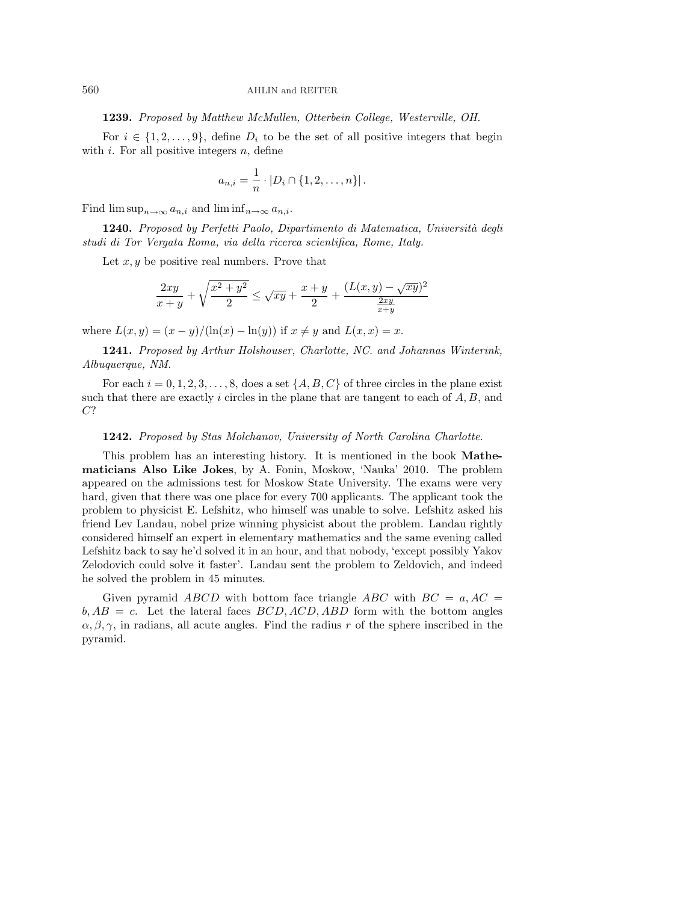**1239.** *Proposed by Matthew McMullen, Otterbein College, Westerville, OH.*

For $i \in \{1, 2, \ldots, 9\}$, define $D_i$ to be the set of all positive integers that begin with $i$. For all positive integers $n$, define

$$a_{n,i} = \frac{1}{n} \cdot |D_i \cap \{1, 2, \ldots, n\}| .$$

Find $\limsup_{n\to\infty} a_{n,i}$ and $\liminf_{n\to\infty} a_{n,i}$.

**1240.** *Proposed by Perfetti Paolo, Dipartimento di Matematica, Università degli studi di Tor Vergata Roma, via della ricerca scientifica, Rome, Italy.*

Let $x, y$ be positive real numbers. Prove that

$$\frac{2xy}{x+y} + \sqrt{\frac{x^2+y^2}{2}} \le \sqrt{xy} + \frac{x+y}{2} + \frac{(L(x,y) - \sqrt{xy})^2}{\frac{2xy}{x+y}}$$

where $L(x, y) = (x - y)/(\ln(x) - \ln(y))$ if $x \neq y$ and $L(x, x) = x$.

**1241.** *Proposed by Arthur Holshouser, Charlotte, NC. and Johannas Winterink, Albuquerque, NM.*

For each $i = 0, 1, 2, 3, \ldots, 8$, does a set $\{A, B, C\}$ of three circles in the plane exist such that there are exactly $i$ circles in the plane that are tangent to each of $A, B$, and $C$?

**1242.** *Proposed by Stas Molchanov, University of North Carolina Charlotte.*

This problem has an interesting history. It is mentioned in the book **Mathematicians Also Like Jokes**, by A. Fonin, Moskow, 'Nauka' 2010. The problem appeared on the admissions test for Moskow State University. The exams were very hard, given that there was one place for every 700 applicants. The applicant took the problem to physicist E. Lefshitz, who himself was unable to solve. Lefshitz asked his friend Lev Landau, nobel prize winning physicist about the problem. Landau rightly considered himself an expert in elementary mathematics and the same evening called Lefshitz back to say he'd solved it in an hour, and that nobody, 'except possibly Yakov Zelodovich could solve it faster'. Landau sent the problem to Zeldovich, and indeed he solved the problem in 45 minutes.

Given pyramid $ABCD$ with bottom face triangle $ABC$ with $BC = a, AC = b, AB = c$. Let the lateral faces $BCD, ACD, ABD$ form with the bottom angles $\alpha, \beta, \gamma$, in radians, all acute angles. Find the radius $r$ of the sphere inscribed in the pyramid.